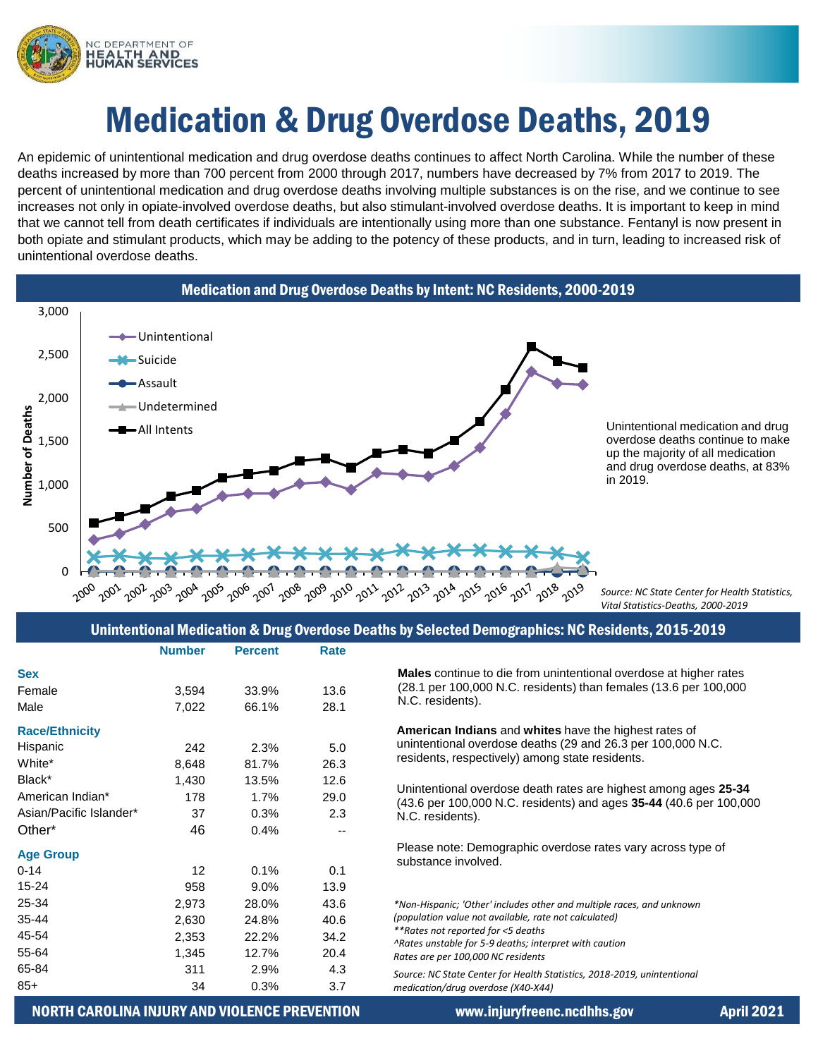NC DEPARTMENT OF HEALTH AND HUMAN SERVICES

# Medication & Drug Overdose Deaths, 2019

An epidemic of unintentional medication and drug overdose deaths continues to affect North Carolina. While the number of these deaths increased by more than 700 percent from 2000 through 2017, numbers have decreased by 7% from 2017 to 2019. The percent of unintentional medication and drug overdose deaths involving multiple substances is on the rise, and we continue to see increases not only in opiate-involved overdose deaths, but also stimulant-involved overdose deaths. It is important to keep in mind that we cannot tell from death certificates if individuals are intentionally using more than one substance. Fentanyl is now present in both opiate and stimulant products, which may be adding to the potency of these products, and in turn, leading to increased risk of unintentional overdose deaths.

## Medication and Drug Overdose Deaths by Intent: NC Residents, 2000-2019

Unintentional medication and drug overdose deaths continue to make up the majority of all medication and drug overdose deaths, at 83% in 2019.

*Source: NC State Center for Health Statistics, Vital Statistics-Deaths, 2000-2019*

## Unintentional Medication & Drug Overdose Deaths by Selected Demographics: NC Residents, 2015-2019

| | Number | Percent | Rate |
|---|---|---|---|
| **Sex** | | | |
| Female | 3,594 | 33.9% | 13.6 |
| Male | 7,022 | 66.1% | 28.1 |
| **Race/Ethnicity** | | | |
| Hispanic | 242 | 2.3% | 5.0 |
| White* | 8,648 | 81.7% | 26.3 |
| Black* | 1,430 | 13.5% | 12.6 |
| American Indian* | 178 | 1.7% | 29.0 |
| Asian/Pacific Islander* | 37 | 0.3% | 2.3 |
| Other* | 46 | 0.4% | -- |
| **Age Group** | | | |
| 0-14 | 12 | 0.1% | 0.1 |
| 15-24 | 958 | 9.0% | 13.9 |
| 25-34 | 2,973 | 28.0% | 43.6 |
| 35-44 | 2,630 | 24.8% | 40.6 |
| 45-54 | 2,353 | 22.2% | 34.2 |
| 55-64 | 1,345 | 12.7% | 20.4 |
| 65-84 | 311 | 2.9% | 4.3 |
| 85+ | 34 | 0.3% | 3.7 |

**Males** continue to die from unintentional overdose at higher rates (28.1 per 100,000 N.C. residents) than females (13.6 per 100,000 N.C. residents).

**American Indians** and **whites** have the highest rates of unintentional overdose deaths (29 and 26.3 per 100,000 N.C. residents, respectively) among state residents.

Unintentional overdose death rates are highest among ages **25-34** (43.6 per 100,000 N.C. residents) and ages **35-44** (40.6 per 100,000 N.C. residents).

Please note: Demographic overdose rates vary across type of substance involved.

*\*Non-Hispanic; 'Other' includes other and multiple races, and unknown (population value not available, rate not calculated)*
*\*\*Rates not reported for <5 deaths*
*^Rates unstable for 5-9 deaths; interpret with caution*
*Rates are per 100,000 NC residents*

*Source: NC State Center for Health Statistics, 2018-2019, unintentional medication/drug overdose (X40-X44)*

NORTH CAROLINA INJURY AND VIOLENCE PREVENTION | www.injuryfreenc.ncdhhs.gov | April 2021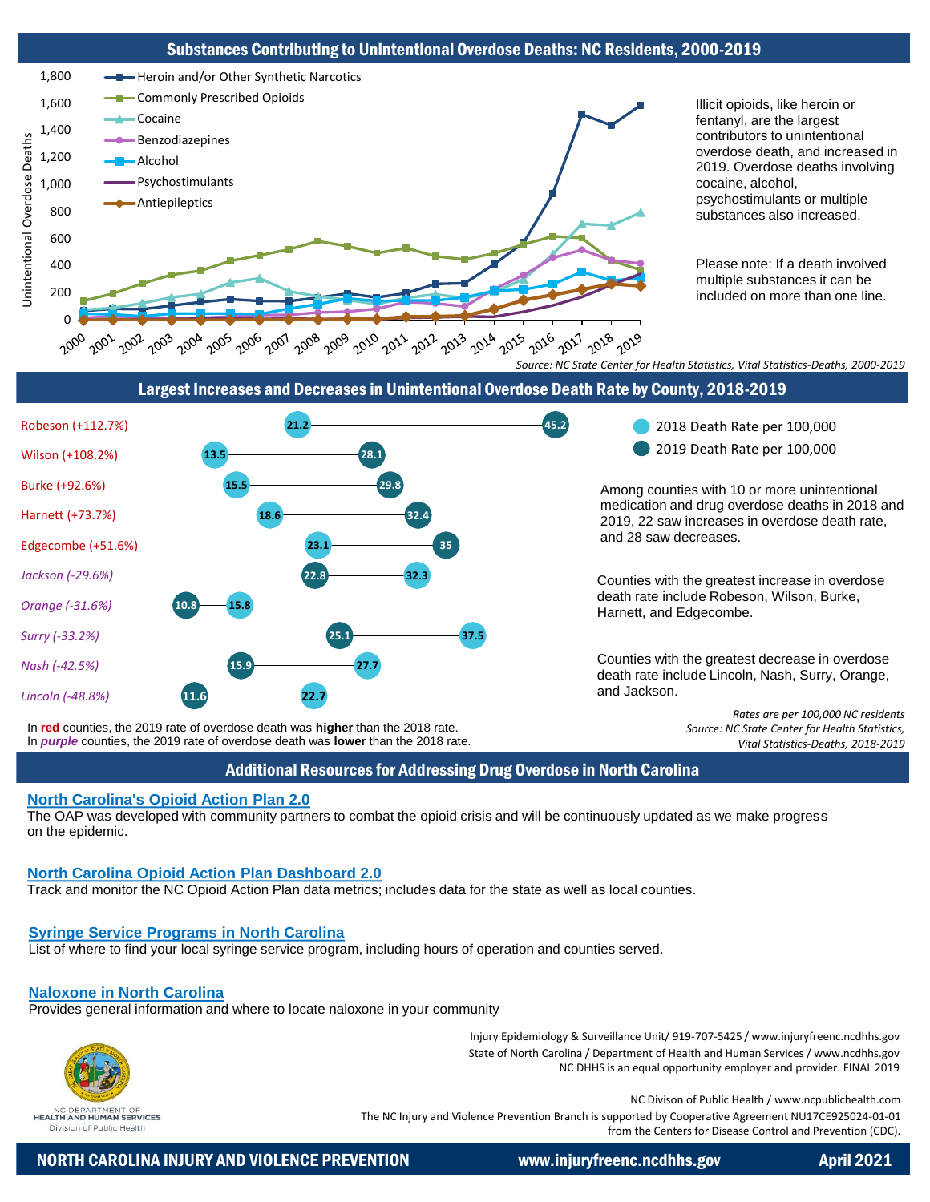## Substances Contributing to Unintentional Overdose Deaths: NC Residents, 2000-2019

Unintentional Overdose Deaths

1,800
1,600
1,400
1,200
1,000
800
600
400
200
0

2000 2001 2002 2003 2004 2005 2006 2007 2008 2009 2010 2011 2012 2013 2014 2015 2016 2017 2018 2019

Heroin and/or Other Synthetic Narcotics
Commonly Prescribed Opioids
Cocaine
Benzodiazepines
Alcohol
Psychostimulants
Antiepileptics

Illicit opioids, like heroin or fentanyl, are the largest contributors to unintentional overdose death, and increased in 2019. Overdose deaths involving cocaine, alcohol, psychostimulants or multiple substances also increased.

Please note: If a death involved multiple substances it can be included on more than one line.

*Source: NC State Center for Health Statistics, Vital Statistics-Deaths, 2000-2019*

## Largest Increases and Decreases in Unintentional Overdose Death Rate by County, 2018-2019

2018 Death Rate per 100,000
2019 Death Rate per 100,000

Robeson (+112.7%) 21.2 45.2
Wilson (+108.2%) 13.5 28.1
Burke (+92.6%) 15.5 29.8
Harnett (+73.7%) 18.6 32.4
Edgecombe (+51.6%) 23.1 35
*Jackson (-29.6%)* 22.8 32.3
*Orange (-31.6%)* 10.8 15.8
*Surry (-33.2%)* 25.1 37.5
*Nash (-42.5%)* 15.9 27.7
*Lincoln (-48.8%)* 11.6 22.7

In **red** counties, the 2019 rate of overdose death was **higher** than the 2018 rate.
In ***purple*** counties, the 2019 rate of overdose death was **lower** than the 2018 rate.

Among counties with 10 or more unintentional medication and drug overdose deaths in 2018 and 2019, 22 saw increases in overdose death rate, and 28 saw decreases.

Counties with the greatest increase in overdose death rate include Robeson, Wilson, Burke, Harnett, and Edgecombe.

Counties with the greatest decrease in overdose death rate include Lincoln, Nash, Surry, Orange, and Jackson.

*Rates are per 100,000 NC residents*
*Source: NC State Center for Health Statistics, Vital Statistics-Deaths, 2018-2019*

## Additional Resources for Addressing Drug Overdose in North Carolina

**North Carolina's Opioid Action Plan 2.0**
The OAP was developed with community partners to combat the opioid crisis and will be continuously updated as we make progress on the epidemic.

**North Carolina Opioid Action Plan Dashboard 2.0**
Track and monitor the NC Opioid Action Plan data metrics; includes data for the state as well as local counties.

**Syringe Service Programs in North Carolina**
List of where to find your local syringe service program, including hours of operation and counties served.

**Naloxone in North Carolina**
Provides general information and where to locate naloxone in your community

Injury Epidemiology & Surveillance Unit/ 919-707-5425 / www.injuryfreenc.ncdhhs.gov
State of North Carolina / Department of Health and Human Services / www.ncdhhs.gov
NC DHHS is an equal opportunity employer and provider. FINAL 2019

NC Divison of Public Health / www.ncpublichealth.com
The NC Injury and Violence Prevention Branch is supported by Cooperative Agreement NU17CE925024-01-01 from the Centers for Disease Control and Prevention (CDC).

NC DEPARTMENT OF HEALTH AND HUMAN SERVICES
Division of Public Health

NORTH CAROLINA INJURY AND VIOLENCE PREVENTION www.injuryfreenc.ncdhhs.gov April 2021